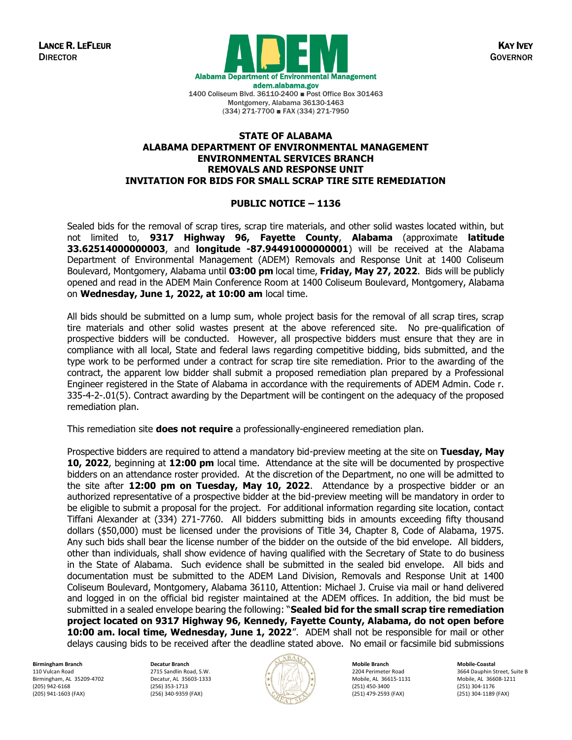LANCE R. LEFLEUR
DIRECTOR

ADEM
Alabama Department of Environmental Management
adem.alabama.gov
1400 Coliseum Blvd. 36110-2400 ■ Post Office Box 301463
Montgomery, Alabama 36130-1463
(334) 271-7700 ■ FAX (334) 271-7950

KAY IVEY
GOVERNOR

**STATE OF ALABAMA**
**ALABAMA DEPARTMENT OF ENVIRONMENTAL MANAGEMENT**
**ENVIRONMENTAL SERVICES BRANCH**
**REMOVALS AND RESPONSE UNIT**
**INVITATION FOR BIDS FOR SMALL SCRAP TIRE SITE REMEDIATION**

**PUBLIC NOTICE – 1136**

Sealed bids for the removal of scrap tires, scrap tire materials, and other solid wastes located within, but not limited to, **9317 Highway 96, Fayette County**, **Alabama** (approximate **latitude 33.62514000000003**, and **longitude -87.94491000000001**) will be received at the Alabama Department of Environmental Management (ADEM) Removals and Response Unit at 1400 Coliseum Boulevard, Montgomery, Alabama until **03:00 pm** local time, **Friday, May 27, 2022**. Bids will be publicly opened and read in the ADEM Main Conference Room at 1400 Coliseum Boulevard, Montgomery, Alabama on **Wednesday, June 1, 2022, at 10:00 am** local time.

All bids should be submitted on a lump sum, whole project basis for the removal of all scrap tires, scrap tire materials and other solid wastes present at the above referenced site. No pre-qualification of prospective bidders will be conducted. However, all prospective bidders must ensure that they are in compliance with all local, State and federal laws regarding competitive bidding, bids submitted, and the type work to be performed under a contract for scrap tire site remediation. Prior to the awarding of the contract, the apparent low bidder shall submit a proposed remediation plan prepared by a Professional Engineer registered in the State of Alabama in accordance with the requirements of ADEM Admin. Code r. 335-4-2-.01(5). Contract awarding by the Department will be contingent on the adequacy of the proposed remediation plan.

This remediation site **does not require** a professionally-engineered remediation plan.

Prospective bidders are required to attend a mandatory bid-preview meeting at the site on **Tuesday, May 10, 2022**, beginning at **12:00 pm** local time. Attendance at the site will be documented by prospective bidders on an attendance roster provided. At the discretion of the Department, no one will be admitted to the site after **12:00 pm on Tuesday, May 10, 2022**. Attendance by a prospective bidder or an authorized representative of a prospective bidder at the bid-preview meeting will be mandatory in order to be eligible to submit a proposal for the project. For additional information regarding site location, contact Tiffani Alexander at (334) 271-7760. All bidders submitting bids in amounts exceeding fifty thousand dollars ($50,000) must be licensed under the provisions of Title 34, Chapter 8, Code of Alabama, 1975. Any such bids shall bear the license number of the bidder on the outside of the bid envelope. All bidders, other than individuals, shall show evidence of having qualified with the Secretary of State to do business in the State of Alabama. Such evidence shall be submitted in the sealed bid envelope. All bids and documentation must be submitted to the ADEM Land Division, Removals and Response Unit at 1400 Coliseum Boulevard, Montgomery, Alabama 36110, Attention: Michael J. Cruise via mail or hand delivered and logged in on the official bid register maintained at the ADEM offices. In addition, the bid must be submitted in a sealed envelope bearing the following: "**Sealed bid for the small scrap tire remediation project located on 9317 Highway 96, Kennedy, Fayette County, Alabama, do not open before 10:00 am. local time, Wednesday, June 1, 2022**". ADEM shall not be responsible for mail or other delays causing bids to be received after the deadline stated above. No email or facsimile bid submissions

**Birmingham Branch**
110 Vulcan Road
Birmingham, AL 35209-4702
(205) 942-6168
(205) 941-1603 (FAX)

**Decatur Branch**
2715 Sandlin Road, S.W.
Decatur, AL 35603-1333
(256) 353-1713
(256) 340-9359 (FAX)

**Mobile Branch**
2204 Perimeter Road
Mobile, AL 36615-1131
(251) 450-3400
(251) 479-2593 (FAX)

**Mobile-Coastal**
3664 Dauphin Street, Suite B
Mobile, AL 36608-1211
(251) 304-1176
(251) 304-1189 (FAX)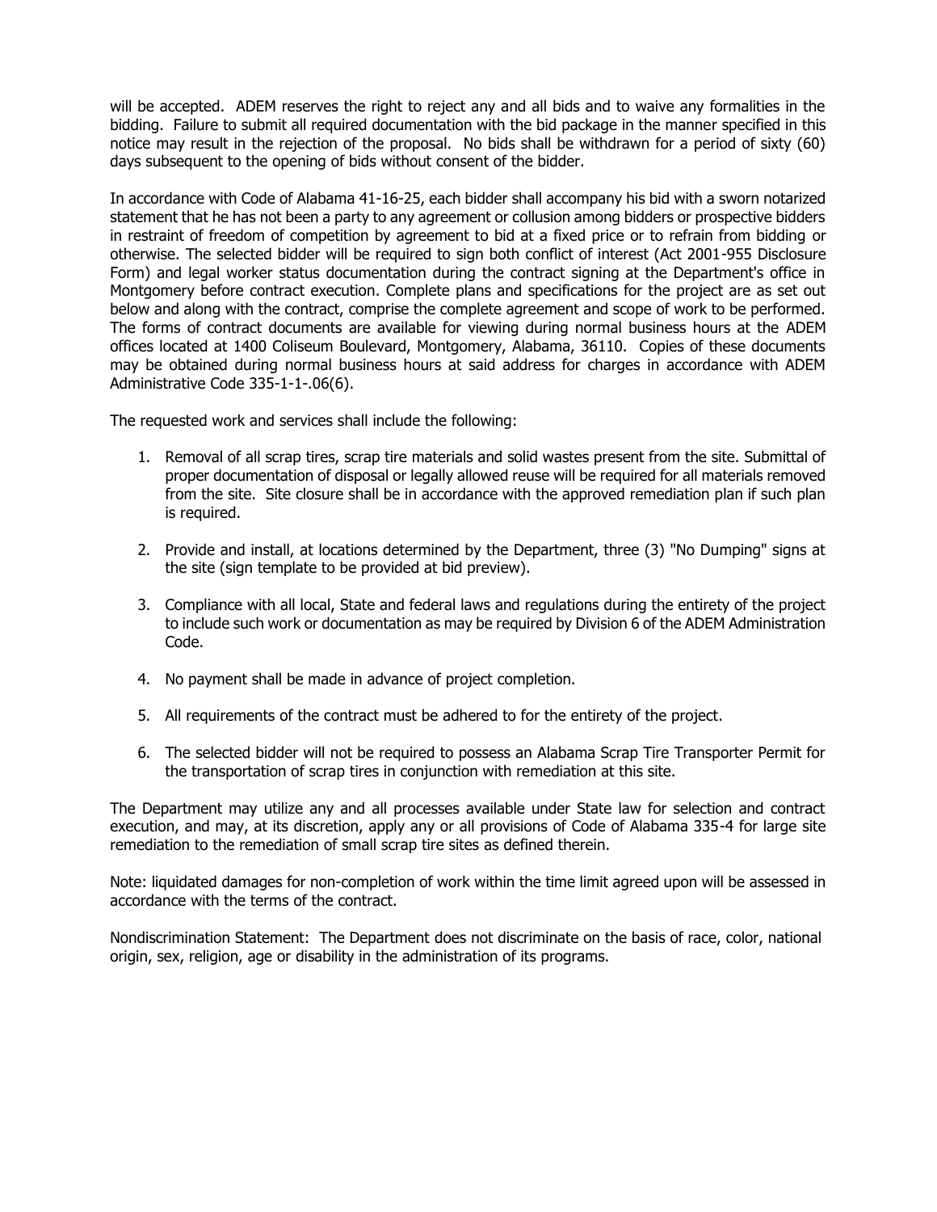will be accepted. ADEM reserves the right to reject any and all bids and to waive any formalities in the bidding. Failure to submit all required documentation with the bid package in the manner specified in this notice may result in the rejection of the proposal. No bids shall be withdrawn for a period of sixty (60) days subsequent to the opening of bids without consent of the bidder.

In accordance with Code of Alabama 41-16-25, each bidder shall accompany his bid with a sworn notarized statement that he has not been a party to any agreement or collusion among bidders or prospective bidders in restraint of freedom of competition by agreement to bid at a fixed price or to refrain from bidding or otherwise. The selected bidder will be required to sign both conflict of interest (Act 2001-955 Disclosure Form) and legal worker status documentation during the contract signing at the Department's office in Montgomery before contract execution. Complete plans and specifications for the project are as set out below and along with the contract, comprise the complete agreement and scope of work to be performed. The forms of contract documents are available for viewing during normal business hours at the ADEM offices located at 1400 Coliseum Boulevard, Montgomery, Alabama, 36110. Copies of these documents may be obtained during normal business hours at said address for charges in accordance with ADEM Administrative Code 335-1-1-.06(6).

The requested work and services shall include the following:

1. Removal of all scrap tires, scrap tire materials and solid wastes present from the site. Submittal of proper documentation of disposal or legally allowed reuse will be required for all materials removed from the site. Site closure shall be in accordance with the approved remediation plan if such plan is required.

2. Provide and install, at locations determined by the Department, three (3) "No Dumping" signs at the site (sign template to be provided at bid preview).

3. Compliance with all local, State and federal laws and regulations during the entirety of the project to include such work or documentation as may be required by Division 6 of the ADEM Administration Code.

4. No payment shall be made in advance of project completion.

5. All requirements of the contract must be adhered to for the entirety of the project.

6. The selected bidder will not be required to possess an Alabama Scrap Tire Transporter Permit for the transportation of scrap tires in conjunction with remediation at this site.

The Department may utilize any and all processes available under State law for selection and contract execution, and may, at its discretion, apply any or all provisions of Code of Alabama 335-4 for large site remediation to the remediation of small scrap tire sites as defined therein.

Note: liquidated damages for non-completion of work within the time limit agreed upon will be assessed in accordance with the terms of the contract.

Nondiscrimination Statement: The Department does not discriminate on the basis of race, color, national origin, sex, religion, age or disability in the administration of its programs.